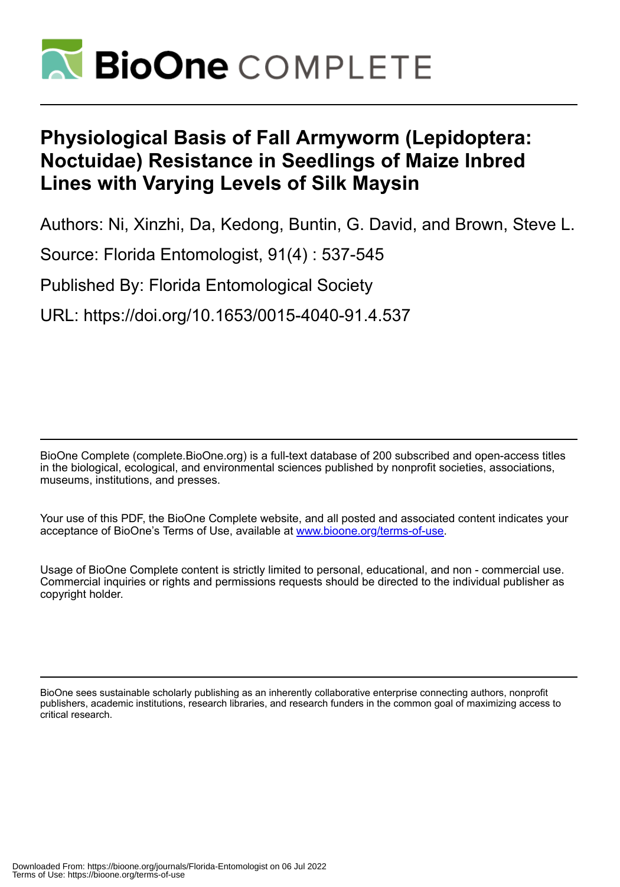# Physiological Basis of Fall Armyworm (Lepidoptera: Noctuidae) Resistance in Seedlings of Maize Inbred Lines with Varying Levels of Silk Maysin

Authors: Ni, Xinzhi, Da, Kedong, Buntin, G. David, and Brown, Steve L.

Source: Florida Entomologist, 91(4) : 537-545

Published By: Florida Entomological Society

URL: https://doi.org/10.1653/0015-4040-91.4.537

BioOne Complete (complete.BioOne.org) is a full-text database of 200 subscribed and open-access titles in the biological, ecological, and environmental sciences published by nonprofit societies, associations, museums, institutions, and presses.

Your use of this PDF, the BioOne Complete website, and all posted and associated content indicates your acceptance of BioOne's Terms of Use, available at www.bioone.org/terms-of-use.

Usage of BioOne Complete content is strictly limited to personal, educational, and non - commercial use. Commercial inquiries or rights and permissions requests should be directed to the individual publisher as copyright holder.

BioOne sees sustainable scholarly publishing as an inherently collaborative enterprise connecting authors, nonprofit publishers, academic institutions, research libraries, and research funders in the common goal of maximizing access to critical research.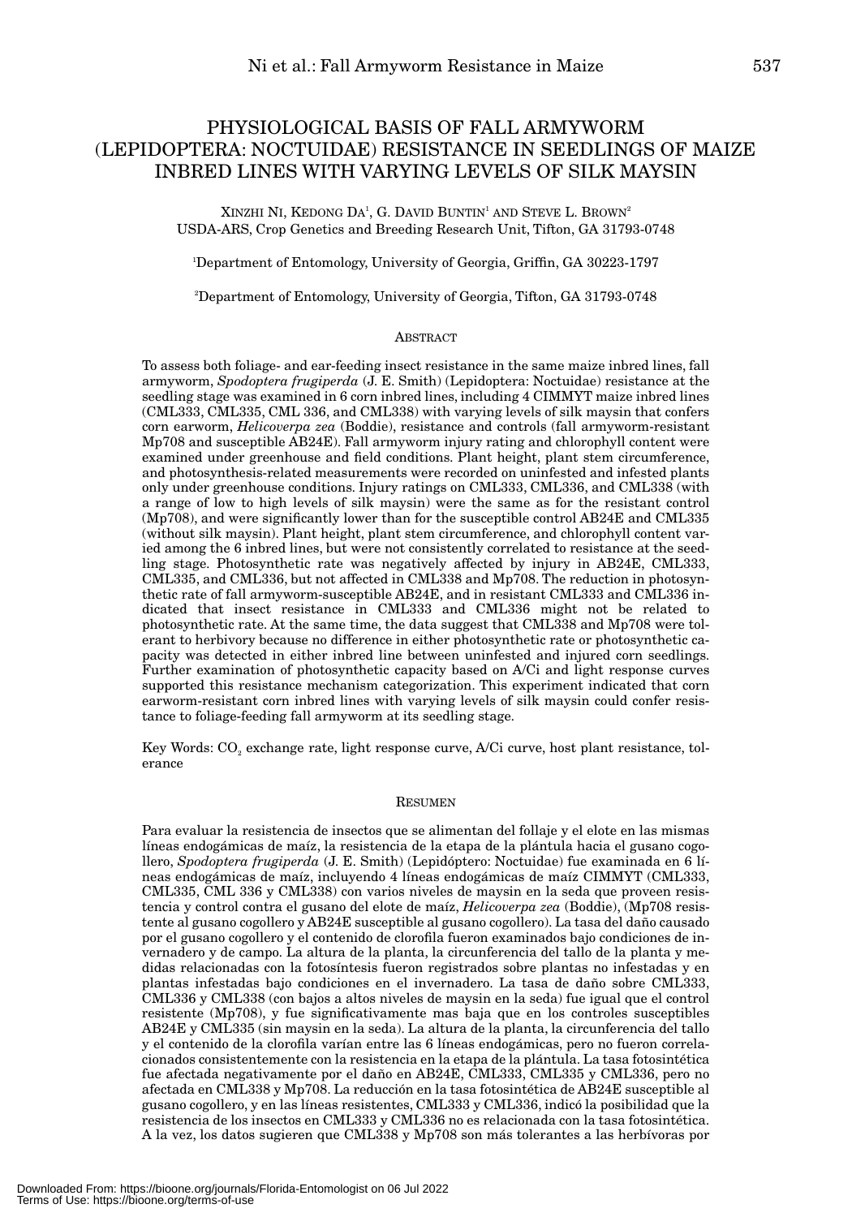# PHYSIOLOGICAL BASIS OF FALL ARMYWORM (LEPIDOPTERA: NOCTUIDAE) RESISTANCE IN SEEDLINGS OF MAIZE INBRED LINES WITH VARYING LEVELS OF SILK MAYSIN

XINZHI NI, KEDONG DA[1], G. DAVID BUNTIN[1] AND STEVE L. BROWN[2]
USDA-ARS, Crop Genetics and Breeding Research Unit, Tifton, GA 31793-0748

[1]Department of Entomology, University of Georgia, Griffin, GA 30223-1797

[2]Department of Entomology, University of Georgia, Tifton, GA 31793-0748

## ABSTRACT

To assess both foliage- and ear-feeding insect resistance in the same maize inbred lines, fall armyworm, *Spodoptera frugiperda* (J. E. Smith) (Lepidoptera: Noctuidae) resistance at the seedling stage was examined in 6 corn inbred lines, including 4 CIMMYT maize inbred lines (CML333, CML335, CML 336, and CML338) with varying levels of silk maysin that confers corn earworm, *Helicoverpa zea* (Boddie), resistance and controls (fall armyworm-resistant Mp708 and susceptible AB24E). Fall armyworm injury rating and chlorophyll content were examined under greenhouse and field conditions. Plant height, plant stem circumference, and photosynthesis-related measurements were recorded on uninfested and infested plants only under greenhouse conditions. Injury ratings on CML333, CML336, and CML338 (with a range of low to high levels of silk maysin) were the same as for the resistant control (Mp708), and were significantly lower than for the susceptible control AB24E and CML335 (without silk maysin). Plant height, plant stem circumference, and chlorophyll content varied among the 6 inbred lines, but were not consistently correlated to resistance at the seedling stage. Photosynthetic rate was negatively affected by injury in AB24E, CML333, CML335, and CML336, but not affected in CML338 and Mp708. The reduction in photosynthetic rate of fall armyworm-susceptible AB24E, and in resistant CML333 and CML336 indicated that insect resistance in CML333 and CML336 might not be related to photosynthetic rate. At the same time, the data suggest that CML338 and Mp708 were tolerant to herbivory because no difference in either photosynthetic rate or photosynthetic capacity was detected in either inbred line between uninfested and injured corn seedlings. Further examination of photosynthetic capacity based on A/Ci and light response curves supported this resistance mechanism categorization. This experiment indicated that corn earworm-resistant corn inbred lines with varying levels of silk maysin could confer resistance to foliage-feeding fall armyworm at its seedling stage.

Key Words: $CO_2$ exchange rate, light response curve, A/Ci curve, host plant resistance, tolerance

## RESUMEN

Para evaluar la resistencia de insectos que se alimentan del follaje y el elote en las mismas líneas endogámicas de maíz, la resistencia de la etapa de la plántula hacia el gusano cogollero, *Spodoptera frugiperda* (J. E. Smith) (Lepidóptero: Noctuidae) fue examinada en 6 líneas endogámicas de maíz, incluyendo 4 líneas endogámicas de maíz CIMMYT (CML333, CML335, CML 336 y CML338) con varios niveles de maysin en la seda que proveen resistencia y control contra el gusano del elote de maíz, *Helicoverpa zea* (Boddie), (Mp708 resistente al gusano cogollero y AB24E susceptible al gusano cogollero). La tasa del daño causado por el gusano cogollero y el contenido de clorofila fueron examinados bajo condiciones de invernadero y de campo. La altura de la planta, la circunferencia del tallo de la planta y medidas relacionadas con la fotosíntesis fueron registrados sobre plantas no infestadas y en plantas infestadas bajo condiciones en el invernadero. La tasa de daño sobre CML333, CML336 y CML338 (con bajos a altos niveles de maysin en la seda) fue igual que el control resistente (Mp708), y fue significativamente mas baja que en los controles susceptibles AB24E y CML335 (sin maysin en la seda). La altura de la planta, la circunferencia del tallo y el contenido de la clorofila varían entre las 6 líneas endogámicas, pero no fueron correlacionados consistentemente con la resistencia en la etapa de la plántula. La tasa fotosintética fue afectada negativamente por el daño en AB24E, CML333, CML335 y CML336, pero no afectada en CML338 y Mp708. La reducción en la tasa fotosintética de AB24E susceptible al gusano cogollero, y en las líneas resistentes, CML333 y CML336, indicó la posibilidad que la resistencia de los insectos en CML333 y CML336 no es relacionada con la tasa fotosintética. A la vez, los datos sugieren que CML338 y Mp708 son más tolerantes a las herbívoras por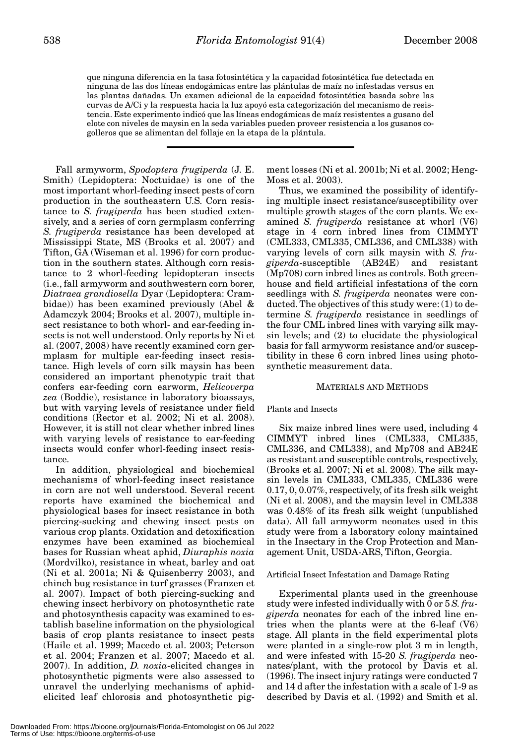que ninguna diferencia en la tasa fotosintética y la capacidad fotosintética fue detectada en ninguna de las dos líneas endogámicas entre las plántulas de maíz no infestadas versus en las plantas dañadas. Un examen adicional de la capacidad fotosintética basada sobre las curvas de A/Ci y la respuesta hacia la luz apoyó esta categorización del mecanismo de resistencia. Este experimento indicó que las líneas endogámicas de maíz resistentes a gusano del elote con niveles de maysin en la seda variables pueden proveer resistencia a los gusanos cogolleros que se alimentan del follaje en la etapa de la plántula.

---

Fall armyworm, *Spodoptera frugiperda* (J. E. Smith) (Lepidoptera: Noctuidae) is one of the most important whorl-feeding insect pests of corn production in the southeastern U.S. Corn resistance to *S. frugiperda* has been studied extensively, and a series of corn germplasm conferring *S. frugiperda* resistance has been developed at Mississippi State, MS (Brooks et al. 2007) and Tifton, GA (Wiseman et al. 1996) for corn production in the southern states. Although corn resistance to 2 whorl-feeding lepidopteran insects (i.e., fall armyworm and southwestern corn borer, *Diatraea grandiosella* Dyar (Lepidoptera: Crambidae)) has been examined previously (Abel & Adamczyk 2004; Brooks et al. 2007), multiple insect resistance to both whorl- and ear-feeding insects is not well understood. Only reports by Ni et al. (2007, 2008) have recently examined corn germplasm for multiple ear-feeding insect resistance. High levels of corn silk maysin has been considered an important phenotypic trait that confers ear-feeding corn earworm, *Helicoverpa zea* (Boddie), resistance in laboratory bioassays, but with varying levels of resistance under field conditions (Rector et al. 2002; Ni et al. 2008). However, it is still not clear whether inbred lines with varying levels of resistance to ear-feeding insects would confer whorl-feeding insect resistance.

In addition, physiological and biochemical mechanisms of whorl-feeding insect resistance in corn are not well understood. Several recent reports have examined the biochemical and physiological bases for insect resistance in both piercing-sucking and chewing insect pests on various crop plants. Oxidation and detoxification enzymes have been examined as biochemical bases for Russian wheat aphid, *Diuraphis noxia* (Mordvilko), resistance in wheat, barley and oat (Ni et al. 2001a; Ni & Quisenberry 2003), and chinch bug resistance in turf grasses (Franzen et al. 2007). Impact of both piercing-sucking and chewing insect herbivory on photosynthetic rate and photosynthesis capacity was examined to establish baseline information on the physiological basis of crop plants resistance to insect pests (Haile et al. 1999; Macedo et al. 2003; Peterson et al. 2004; Franzen et al. 2007; Macedo et al. 2007). In addition, *D. noxia*-elicited changes in photosynthetic pigments were also assessed to unravel the underlying mechanisms of aphid-elicited leaf chlorosis and photosynthetic pigment losses (Ni et al. 2001b; Ni et al. 2002; Heng-Moss et al. 2003).

Thus, we examined the possibility of identifying multiple insect resistance/susceptibility over multiple growth stages of the corn plants. We examined *S. frugiperda* resistance at whorl (V6) stage in 4 corn inbred lines from CIMMYT (CML333, CML335, CML336, and CML338) with varying levels of corn silk maysin with *S. frugiperda*-susceptible (AB24E) and resistant (Mp708) corn inbred lines as controls. Both greenhouse and field artificial infestations of the corn seedlings with *S. frugiperda* neonates were conducted. The objectives of this study were: (1) to determine *S. frugiperda* resistance in seedlings of the four CML inbred lines with varying silk maysin levels; and (2) to elucidate the physiological basis for fall armyworm resistance and/or susceptibility in these 6 corn inbred lines using photosynthetic measurement data.

## MATERIALS AND METHODS

### Plants and Insects

Six maize inbred lines were used, including 4 CIMMYT inbred lines (CML333, CML335, CML336, and CML338), and Mp708 and AB24E as resistant and susceptible controls, respectively, (Brooks et al. 2007; Ni et al. 2008). The silk maysin levels in CML333, CML335, CML336 were 0.17, 0, 0.07%, respectively, of its fresh silk weight (Ni et al. 2008), and the maysin level in CML338 was 0.48% of its fresh silk weight (unpublished data). All fall armyworm neonates used in this study were from a laboratory colony maintained in the Insectary in the Crop Protection and Management Unit, USDA-ARS, Tifton, Georgia.

### Artificial Insect Infestation and Damage Rating

Experimental plants used in the greenhouse study were infested individually with 0 or 5 *S. frugiperda* neonates for each of the inbred line entries when the plants were at the 6-leaf (V6) stage. All plants in the field experimental plots were planted in a single-row plot 3 m in length, and were infested with 15-20 *S. frugiperda* neonates/plant, with the protocol by Davis et al. (1996). The insect injury ratings were conducted 7 and 14 d after the infestation with a scale of 1-9 as described by Davis et al. (1992) and Smith et al.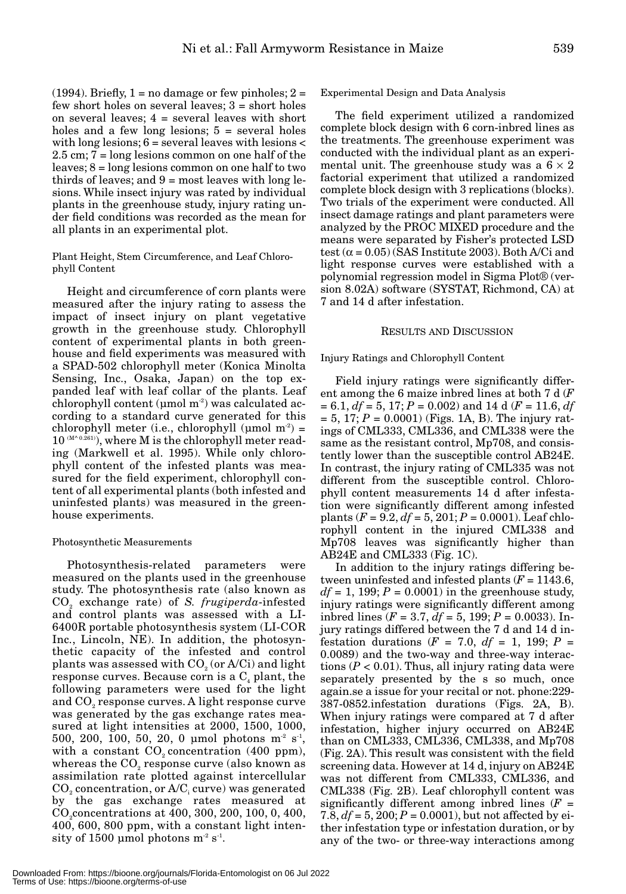(1994). Briefly, 1 = no damage or few pinholes; 2 = few short holes on several leaves; 3 = short holes on several leaves; 4 = several leaves with short holes and a few long lesions; 5 = several holes with long lesions; 6 = several leaves with lesions < 2.5 cm; 7 = long lesions common on one half of the leaves; 8 = long lesions common on one half to two thirds of leaves; and 9 = most leaves with long lesions. While insect injury was rated by individual plants in the greenhouse study, injury rating under field conditions was recorded as the mean for all plants in an experimental plot.

### Plant Height, Stem Circumference, and Leaf Chlorophyll Content

Height and circumference of corn plants were measured after the injury rating to assess the impact of insect injury on plant vegetative growth in the greenhouse study. Chlorophyll content of experimental plants in both greenhouse and field experiments was measured with a SPAD-502 chlorophyll meter (Konica Minolta Sensing, Inc., Osaka, Japan) on the top expanded leaf with leaf collar of the plants. Leaf chlorophyll content (μmol $m^{-2}$) was calculated according to a standard curve generated for this chlorophyll meter (i.e., chlorophyll (μmol $m^{-2}$) = $10^{(M^{\wedge}0.261)}$), where M is the chlorophyll meter reading (Markwell et al. 1995). While only chlorophyll content of the infested plants was measured for the field experiment, chlorophyll content of all experimental plants (both infested and uninfested plants) was measured in the greenhouse experiments.

### Photosynthetic Measurements

Photosynthesis-related parameters were measured on the plants used in the greenhouse study. The photosynthesis rate (also known as $CO_2$ exchange rate) of *S. frugiperda*-infested and control plants was assessed with a LI-6400R portable photosynthesis system (LI-COR Inc., Lincoln, NE). In addition, the photosynthetic capacity of the infested and control plants was assessed with $CO_2$ (or A/Ci) and light response curves. Because corn is a $C_4$ plant, the following parameters were used for the light and $CO_2$ response curves. A light response curve was generated by the gas exchange rates measured at light intensities at 2000, 1500, 1000, 500, 200, 100, 50, 20, 0 μmol photons $m^{-2}$ $s^{-1}$, with a constant $CO_2$ concentration (400 ppm), whereas the $CO_2$ response curve (also known as assimilation rate plotted against intercellular $CO_2$ concentration, or A/$C_i$ curve) was generated by the gas exchange rates measured at $CO_2$concentrations at 400, 300, 200, 100, 0, 400, 400, 600, 800 ppm, with a constant light intensity of 1500 μmol photons $m^{-2}$ $s^{-1}$.

### Experimental Design and Data Analysis

The field experiment utilized a randomized complete block design with 6 corn-inbred lines as the treatments. The greenhouse experiment was conducted with the individual plant as an experimental unit. The greenhouse study was a 6 × 2 factorial experiment that utilized a randomized complete block design with 3 replications (blocks). Two trials of the experiment were conducted. All insect damage ratings and plant parameters were analyzed by the PROC MIXED procedure and the means were separated by Fisher's protected LSD test ($\alpha$ = 0.05) (SAS Institute 2003). Both A/Ci and light response curves were established with a polynomial regression model in Sigma Plot® (version 8.02A) software (SYSTAT, Richmond, CA) at 7 and 14 d after infestation.

## Results and Discussion

### Injury Ratings and Chlorophyll Content

Field injury ratings were significantly different among the 6 maize inbred lines at both 7 d ($F$ = 6.1, $df$ = 5, 17; $P$ = 0.002) and 14 d ($F$ = 11.6, $df$ = 5, 17; $P$ = 0.0001) (Figs. 1A, B). The injury ratings of CML333, CML336, and CML338 were the same as the resistant control, Mp708, and consistently lower than the susceptible control AB24E. In contrast, the injury rating of CML335 was not different from the susceptible control. Chlorophyll content measurements 14 d after infestation were significantly different among infested plants ($F$ = 9.2, $df$ = 5, 201; $P$ = 0.0001). Leaf chlorophyll content in the injured CML338 and Mp708 leaves was significantly higher than AB24E and CML333 (Fig. 1C).

In addition to the injury ratings differing between uninfested and infested plants ($F$ = 1143.6, $df$ = 1, 199; $P$ = 0.0001) in the greenhouse study, injury ratings were significantly different among inbred lines ($F$ = 3.7, $df$ = 5, 199; $P$ = 0.0033). Injury ratings differed between the 7 d and 14 d infestation durations ($F$ = 7.0, $df$ = 1, 199; $P$ = 0.0089) and the two-way and three-way interactions ($P$ < 0.01). Thus, all injury rating data were separately presented by the s so much, once again.se a issue for your recital or not. phone:229-387-0852.infestation durations (Figs. 2A, B). When injury ratings were compared at 7 d after infestation, higher injury occurred on AB24E than on CML333, CML336, CML338, and Mp708 (Fig. 2A). This result was consistent with the field screening data. However at 14 d, injury on AB24E was not different from CML333, CML336, and CML338 (Fig. 2B). Leaf chlorophyll content was significantly different among inbred lines ($F$ = 7.8, $df$ = 5, 200; $P$ = 0.0001), but not affected by either infestation type or infestation duration, or by any of the two- or three-way interactions among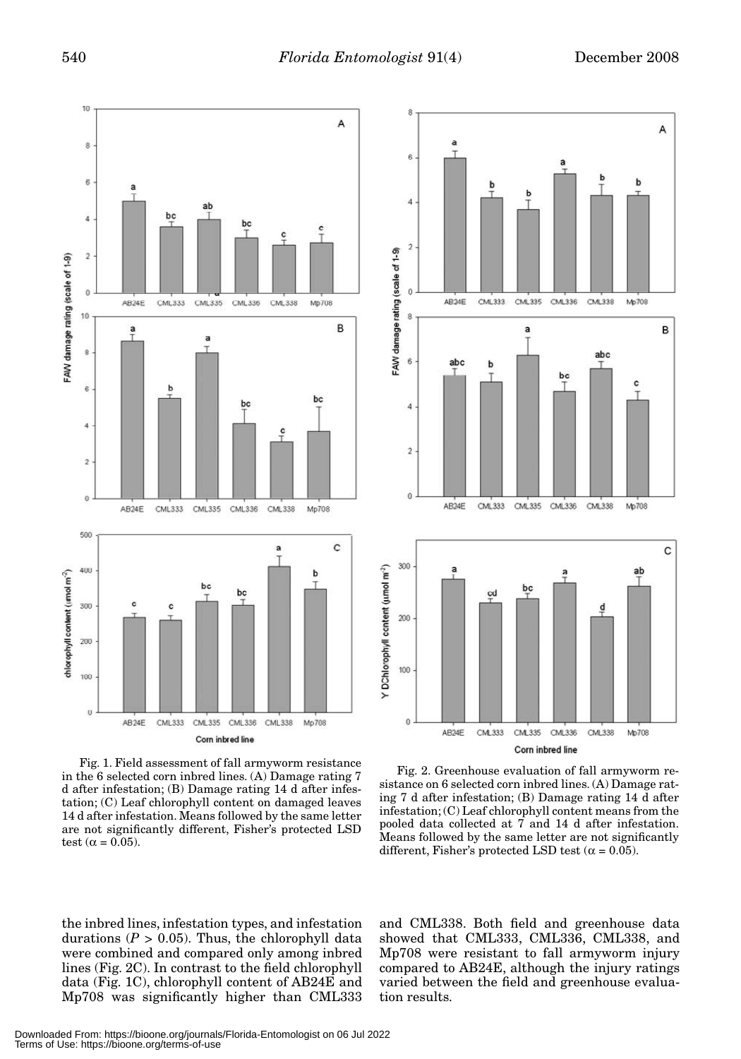Fig. 1. Field assessment of fall armyworm resistance in the 6 selected corn inbred lines. (A) Damage rating 7 d after infestation; (B) Damage rating 14 d after infestation; (C) Leaf chlorophyll content on damaged leaves 14 d after infestation. Means followed by the same letter are not significantly different, Fisher's protected LSD test ($\alpha = 0.05$).

Fig. 2. Greenhouse evaluation of fall armyworm resistance on 6 selected corn inbred lines. (A) Damage rating 7 d after infestation; (B) Damage rating 14 d after infestation; (C) Leaf chlorophyll content means from the pooled data collected at 7 and 14 d after infestation. Means followed by the same letter are not significantly different, Fisher's protected LSD test ($\alpha = 0.05$).

the inbred lines, infestation types, and infestation durations ($P > 0.05$). Thus, the chlorophyll data were combined and compared only among inbred lines (Fig. 2C). In contrast to the field chlorophyll data (Fig. 1C), chlorophyll content of AB24E and Mp708 was significantly higher than CML333 and CML338. Both field and greenhouse data showed that CML333, CML336, CML338, and Mp708 were resistant to fall armyworm injury compared to AB24E, although the injury ratings varied between the field and greenhouse evaluation results.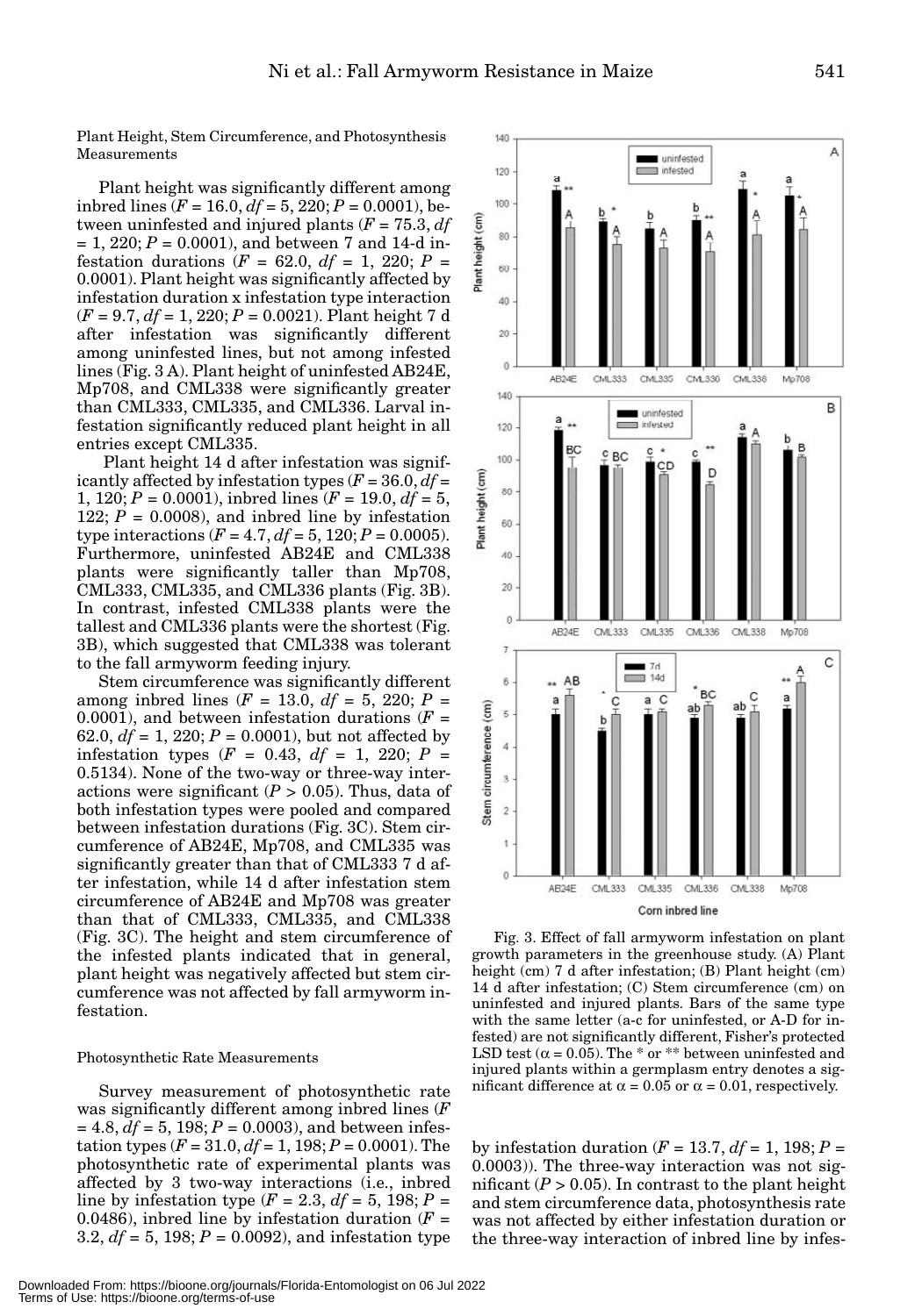Plant Height, Stem Circumference, and Photosynthesis Measurements

Plant height was significantly different among inbred lines ($F = 16.0$, $df = 5, 220$; $P = 0.0001$), between uninfested and injured plants ($F = 75.3$, $df = 1, 220$; $P = 0.0001$), and between 7 and 14-d infestation durations ($F = 62.0$, $df = 1, 220$; $P = 0.0001$). Plant height was significantly affected by infestation duration x infestation type interaction ($F = 9.7$, $df = 1, 220$; $P = 0.0021$). Plant height 7 d after infestation was significantly different among uninfested lines, but not among infested lines (Fig. 3 A). Plant height of uninfested AB24E, Mp708, and CML338 were significantly greater than CML333, CML335, and CML336. Larval infestation significantly reduced plant height in all entries except CML335.

Plant height 14 d after infestation was significantly affected by infestation types ($F = 36.0$, $df = 1, 120$; $P = 0.0001$), inbred lines ($F = 19.0$, $df = 5, 122$; $P = 0.0008$), and inbred line by infestation type interactions ($F = 4.7$, $df = 5, 120$; $P = 0.0005$). Furthermore, uninfested AB24E and CML338 plants were significantly taller than Mp708, CML333, CML335, and CML336 plants (Fig. 3B). In contrast, infested CML338 plants were the tallest and CML336 plants were the shortest (Fig. 3B), which suggested that CML338 was tolerant to the fall armyworm feeding injury.

Stem circumference was significantly different among inbred lines ($F = 13.0$, $df = 5, 220$; $P = 0.0001$), and between infestation durations ($F = 62.0$, $df = 1, 220$; $P = 0.0001$), but not affected by infestation types ($F = 0.43$, $df = 1, 220$; $P = 0.5134$). None of the two-way or three-way interactions were significant ($P > 0.05$). Thus, data of both infestation types were pooled and compared between infestation durations (Fig. 3C). Stem circumference of AB24E, Mp708, and CML335 was significantly greater than that of CML333 7 d after infestation, while 14 d after infestation stem circumference of AB24E and Mp708 was greater than that of CML333, CML335, and CML338 (Fig. 3C). The height and stem circumference of the infested plants indicated that in general, plant height was negatively affected but stem circumference was not affected by fall armyworm infestation.

Photosynthetic Rate Measurements

Survey measurement of photosynthetic rate was significantly different among inbred lines ($F = 4.8$, $df = 5, 198$; $P = 0.0003$), and between infestation types ($F = 31.0$, $df = 1, 198$; $P = 0.0001$). The photosynthetic rate of experimental plants was affected by 3 two-way interactions (i.e., inbred line by infestation type ($F = 2.3$, $df = 5, 198$; $P = 0.0486$), inbred line by infestation duration ($F = 3.2$, $df = 5, 198$; $P = 0.0092$), and infestation type by infestation duration ($F = 13.7$, $df = 1, 198$; $P = 0.0003$)). The three-way interaction was not significant ($P > 0.05$). In contrast to the plant height and stem circumference data, photosynthesis rate was not affected by either infestation duration or the three-way interaction of inbred line by infes-

Fig. 3. Effect of fall armyworm infestation on plant growth parameters in the greenhouse study. (A) Plant height (cm) 7 d after infestation; (B) Plant height (cm) 14 d after infestation; (C) Stem circumference (cm) on uninfested and injured plants. Bars of the same type with the same letter (a-c for uninfested, or A-D for infested) are not significantly different, Fisher's protected LSD test ($\alpha = 0.05$). The * or ** between uninfested and injured plants within a germplasm entry denotes a significant difference at $\alpha = 0.05$ or $\alpha = 0.01$, respectively.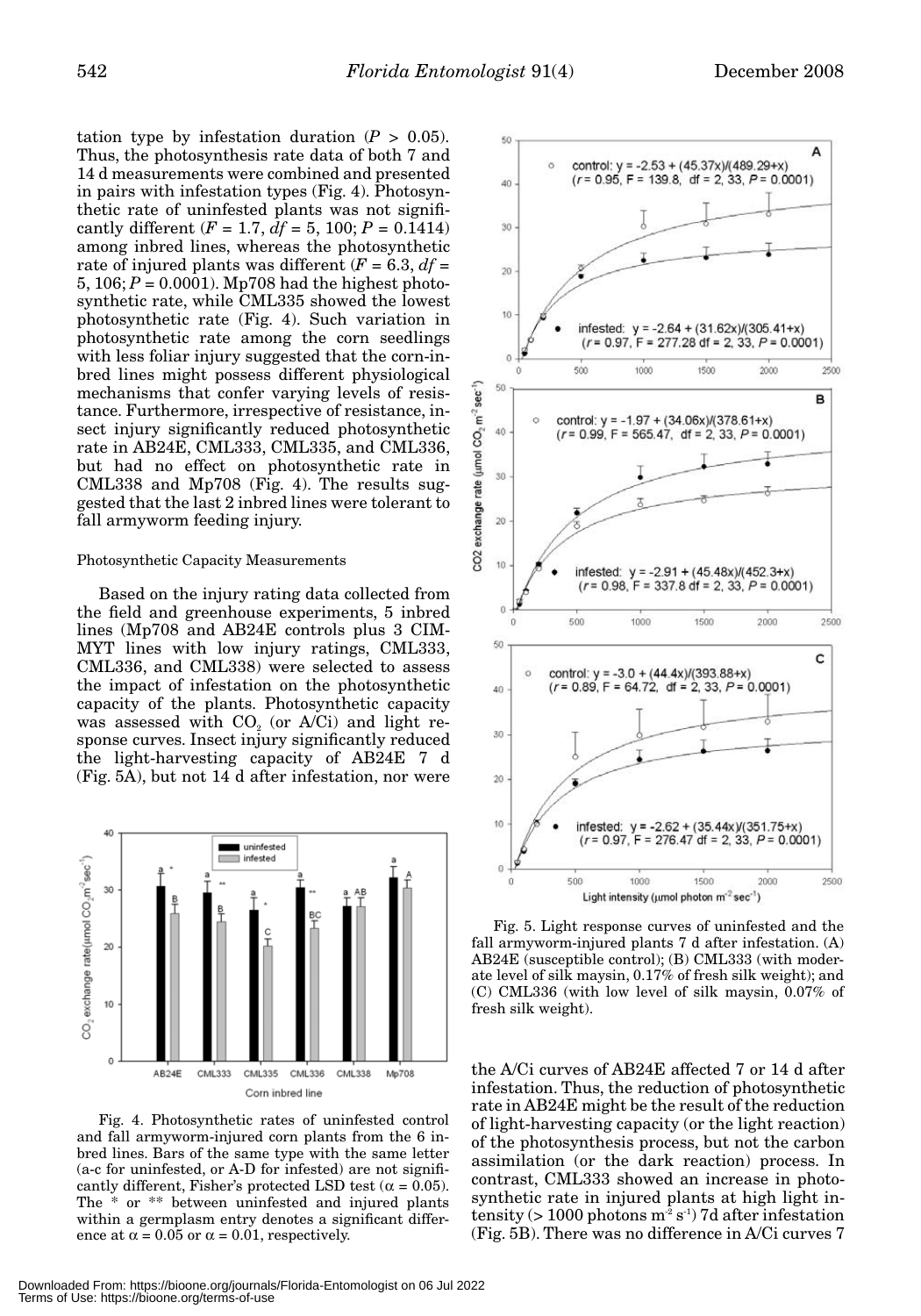tation type by infestation duration ($P > 0.05$). Thus, the photosynthesis rate data of both 7 and 14 d measurements were combined and presented in pairs with infestation types (Fig. 4). Photosynthetic rate of uninfested plants was not significantly different ($F = 1.7$, $df = 5, 100$; $P = 0.1414$) among inbred lines, whereas the photosynthetic rate of injured plants was different ($F = 6.3$, $df = 5, 106$; $P = 0.0001$). Mp708 had the highest photosynthetic rate, while CML335 showed the lowest photosynthetic rate (Fig. 4). Such variation in photosynthetic rate among the corn seedlings with less foliar injury suggested that the corn-inbred lines might possess different physiological mechanisms that confer varying levels of resistance. Furthermore, irrespective of resistance, insect injury significantly reduced photosynthetic rate in AB24E, CML333, CML335, and CML336, but had no effect on photosynthetic rate in CML338 and Mp708 (Fig. 4). The results suggested that the last 2 inbred lines were tolerant to fall armyworm feeding injury.

### Photosynthetic Capacity Measurements

Based on the injury rating data collected from the field and greenhouse experiments, 5 inbred lines (Mp708 and AB24E controls plus 3 CIMMYT lines with low injury ratings, CML333, CML336, and CML338) were selected to assess the impact of infestation on the photosynthetic capacity of the plants. Photosynthetic capacity was assessed with $CO_2$ (or A/Ci) and light response curves. Insect injury significantly reduced the light-harvesting capacity of AB24E 7 d (Fig. 5A), but not 14 d after infestation, nor were the A/Ci curves of AB24E affected 7 or 14 d after infestation. Thus, the reduction of photosynthetic rate in AB24E might be the result of the reduction of light-harvesting capacity (or the light reaction) of the photosynthesis process, but not the carbon assimilation (or the dark reaction) process. In contrast, CML333 showed an increase in photosynthetic rate in injured plants at high light intensity (> 1000 photons $m^{-2}$ $s^{-1}$) 7d after infestation (Fig. 5B). There was no difference in A/Ci curves 7

Fig. 4. Photosynthetic rates of uninfested control and fall armyworm-injured corn plants from the 6 inbred lines. Bars of the same type with the same letter (a-c for uninfested, or A-D for infested) are not significantly different, Fisher's protected LSD test ($\alpha = 0.05$). The * or ** between uninfested and injured plants within a germplasm entry denotes a significant difference at $\alpha = 0.05$ or $\alpha = 0.01$, respectively.

Fig. 5. Light response curves of uninfested and the fall armyworm-injured plants 7 d after infestation. (A) AB24E (susceptible control); (B) CML333 (with moderate level of silk maysin, 0.17% of fresh silk weight); and (C) CML336 (with low level of silk maysin, 0.07% of fresh silk weight).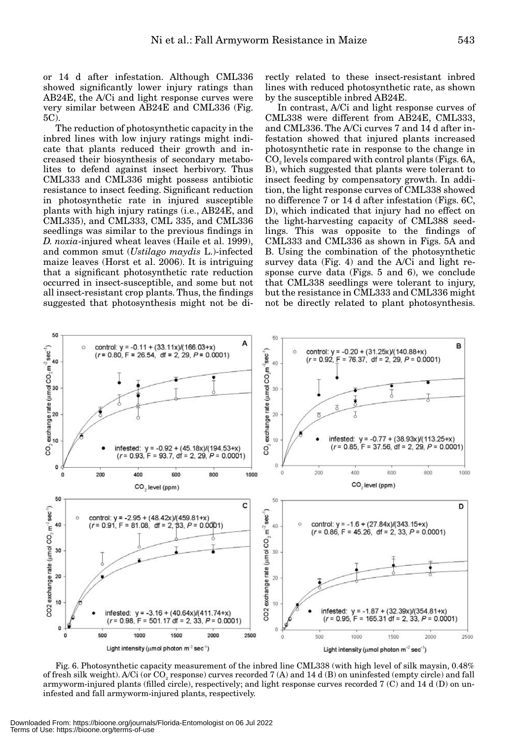or 14 d after infestation. Although CML336 showed significantly lower injury ratings than AB24E, the A/Ci and light response curves were very similar between AB24E and CML336 (Fig. 5C).

The reduction of photosynthetic capacity in the inbred lines with low injury ratings might indicate that plants reduced their growth and increased their biosynthesis of secondary metabolites to defend against insect herbivory. Thus CML333 and CML336 might possess antibiotic resistance to insect feeding. Significant reduction in photosynthetic rate in injured susceptible plants with high injury ratings (i.e., AB24E, and CML335), and CML333, CML 335, and CML336 seedlings was similar to the previous findings in *D. noxia*-injured wheat leaves (Haile et al. 1999), and common smut (*Ustilago maydis* L.)-infected maize leaves (Horst et al. 2006). It is intriguing that a significant photosynthetic rate reduction occurred in insect-susceptible, and some but not all insect-resistant crop plants. Thus, the findings suggested that photosynthesis might not be directly related to these insect-resistant inbred lines with reduced photosynthetic rate, as shown by the susceptible inbred AB24E.

In contrast, A/Ci and light response curves of CML338 were different from AB24E, CML333, and CML336. The A/Ci curves 7 and 14 d after infestation showed that injured plants increased photosynthetic rate in response to the change in $CO_2$ levels compared with control plants (Figs. 6A, B), which suggested that plants were tolerant to insect feeding by compensatory growth. In addition, the light response curves of CML338 showed no difference 7 or 14 d after infestation (Figs. 6C, D), which indicated that injury had no effect on the light-harvesting capacity of CML388 seedlings. This was opposite to the findings of CML333 and CML336 as shown in Figs. 5A and B. Using the combination of the photosynthetic survey data (Fig. 4) and the A/Ci and light response curve data (Figs. 5 and 6), we conclude that CML338 seedlings were tolerant to injury, but the resistance in CML333 and CML336 might not be directly related to plant photosynthesis.

Fig. 6. Photosynthetic capacity measurement of the inbred line CML338 (with high level of silk maysin, 0.48% of fresh silk weight). A/Ci (or $CO_2$ response) curves recorded 7 (A) and 14 d (B) on uninfested (empty circle) and fall armyworm-injured plants (filled circle), respectively; and light response curves recorded 7 (C) and 14 d (D) on uninfested and fall armyworm-injured plants, respectively.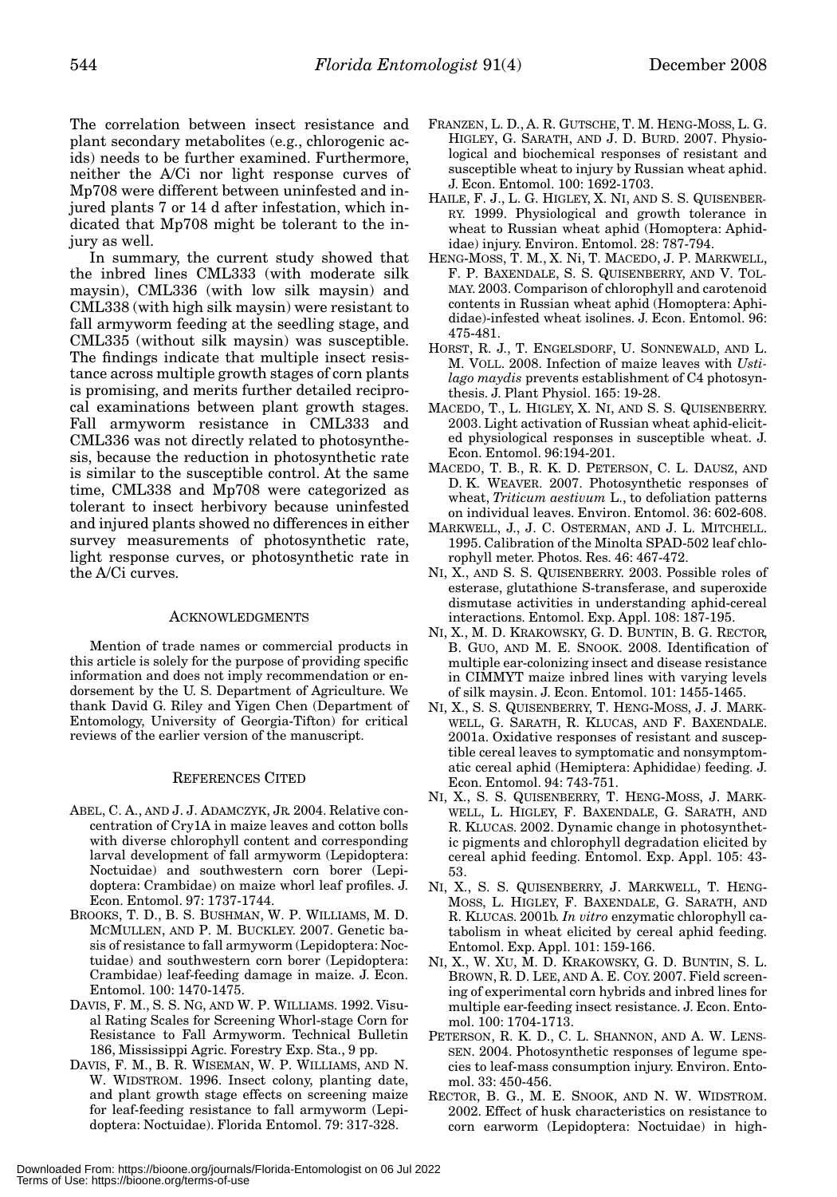The correlation between insect resistance and plant secondary metabolites (e.g., chlorogenic acids) needs to be further examined. Furthermore, neither the A/Ci nor light response curves of Mp708 were different between uninfested and injured plants 7 or 14 d after infestation, which indicated that Mp708 might be tolerant to the injury as well.

In summary, the current study showed that the inbred lines CML333 (with moderate silk maysin), CML336 (with low silk maysin) and CML338 (with high silk maysin) were resistant to fall armyworm feeding at the seedling stage, and CML335 (without silk maysin) was susceptible. The findings indicate that multiple insect resistance across multiple growth stages of corn plants is promising, and merits further detailed reciprocal examinations between plant growth stages. Fall armyworm resistance in CML333 and CML336 was not directly related to photosynthesis, because the reduction in photosynthetic rate is similar to the susceptible control. At the same time, CML338 and Mp708 were categorized as tolerant to insect herbivory because uninfested and injured plants showed no differences in either survey measurements of photosynthetic rate, light response curves, or photosynthetic rate in the A/Ci curves.

## Acknowledgments

Mention of trade names or commercial products in this article is solely for the purpose of providing specific information and does not imply recommendation or endorsement by the U. S. Department of Agriculture. We thank David G. Riley and Yigen Chen (Department of Entomology, University of Georgia-Tifton) for critical reviews of the earlier version of the manuscript.

## References Cited

ABEL, C. A., AND J. J. ADAMCZYK, JR. 2004. Relative concentration of Cry1A in maize leaves and cotton bolls with diverse chlorophyll content and corresponding larval development of fall armyworm (Lepidoptera: Noctuidae) and southwestern corn borer (Lepidoptera: Crambidae) on maize whorl leaf profiles. J. Econ. Entomol. 97: 1737-1744.

BROOKS, T. D., B. S. BUSHMAN, W. P. WILLIAMS, M. D. MCMULLEN, AND P. M. BUCKLEY. 2007. Genetic basis of resistance to fall armyworm (Lepidoptera: Noctuidae) and southwestern corn borer (Lepidoptera: Crambidae) leaf-feeding damage in maize. J. Econ. Entomol. 100: 1470-1475.

DAVIS, F. M., S. S. NG, AND W. P. WILLIAMS. 1992. Visual Rating Scales for Screening Whorl-stage Corn for Resistance to Fall Armyworm. Technical Bulletin 186, Mississippi Agric. Forestry Exp. Sta., 9 pp.

DAVIS, F. M., B. R. WISEMAN, W. P. WILLIAMS, AND N. W. WIDSTROM. 1996. Insect colony, planting date, and plant growth stage effects on screening maize for leaf-feeding resistance to fall armyworm (Lepidoptera: Noctuidae). Florida Entomol. 79: 317-328.

FRANZEN, L. D., A. R. GUTSCHE, T. M. HENG-MOSS, L. G. HIGLEY, G. SARATH, AND J. D. BURD. 2007. Physiological and biochemical responses of resistant and susceptible wheat to injury by Russian wheat aphid. J. Econ. Entomol. 100: 1692-1703.

HAILE, F. J., L. G. HIGLEY, X. NI, AND S. S. QUISENBERRY. 1999. Physiological and growth tolerance in wheat to Russian wheat aphid (Homoptera: Aphididae) injury. Environ. Entomol. 28: 787-794.

HENG-MOSS, T. M., X. NI, T. MACEDO, J. P. MARKWELL, F. P. BAXENDALE, S. S. QUISENBERRY, AND V. TOLMAY. 2003. Comparison of chlorophyll and carotenoid contents in Russian wheat aphid (Homoptera: Aphididae)-infested wheat isolines. J. Econ. Entomol. 96: 475-481.

HORST, R. J., T. ENGELSDORF, U. SONNEWALD, AND L. M. VOLL. 2008. Infection of maize leaves with *Ustilago maydis* prevents establishment of C4 photosynthesis. J. Plant Physiol. 165: 19-28.

MACEDO, T., L. HIGLEY, X. NI, AND S. S. QUISENBERRY. 2003. Light activation of Russian wheat aphid-elicited physiological responses in susceptible wheat. J. Econ. Entomol. 96:194-201.

MACEDO, T. B., R. K. D. PETERSON, C. L. DAUSZ, AND D. K. WEAVER. 2007. Photosynthetic responses of wheat, *Triticum aestivum* L., to defoliation patterns on individual leaves. Environ. Entomol. 36: 602-608.

MARKWELL, J., J. C. OSTERMAN, AND J. L. MITCHELL. 1995. Calibration of the Minolta SPAD-502 leaf chlorophyll meter. Photos. Res. 46: 467-472.

NI, X., AND S. S. QUISENBERRY. 2003. Possible roles of esterase, glutathione S-transferase, and superoxide dismutase activities in understanding aphid-cereal interactions. Entomol. Exp. Appl. 108: 187-195.

NI, X., M. D. KRAKOWSKY, G. D. BUNTIN, B. G. RECTOR, B. GUO, AND M. E. SNOOK. 2008. Identification of multiple ear-colonizing insect and disease resistance in CIMMYT maize inbred lines with varying levels of silk maysin. J. Econ. Entomol. 101: 1455-1465.

NI, X., S. S. QUISENBERRY, T. HENG-MOSS, J. J. MARKWELL, G. SARATH, R. KLUCAS, AND F. BAXENDALE. 2001a. Oxidative responses of resistant and susceptible cereal leaves to symptomatic and nonsymptomatic cereal aphid (Hemiptera: Aphididae) feeding. J. Econ. Entomol. 94: 743-751.

NI, X., S. S. QUISENBERRY, T. HENG-MOSS, J. MARKWELL, L. HIGLEY, F. BAXENDALE, G. SARATH, AND R. KLUCAS. 2002. Dynamic change in photosynthetic pigments and chlorophyll degradation elicited by cereal aphid feeding. Entomol. Exp. Appl. 105: 43-53.

NI, X., S. S. QUISENBERRY, J. MARKWELL, T. HENG-MOSS, L. HIGLEY, F. BAXENDALE, G. SARATH, AND R. KLUCAS. 2001b. *In vitro* enzymatic chlorophyll catabolism in wheat elicited by cereal aphid feeding. Entomol. Exp. Appl. 101: 159-166.

NI, X., W. XU, M. D. KRAKOWSKY, G. D. BUNTIN, S. L. BROWN, R. D. LEE, AND A. E. COY. 2007. Field screening of experimental corn hybrids and inbred lines for multiple ear-feeding insect resistance. J. Econ. Entomol. 100: 1704-1713.

PETERSON, R. K. D., C. L. SHANNON, AND A. W. LENSSEN. 2004. Photosynthetic responses of legume species to leaf-mass consumption injury. Environ. Entomol. 33: 450-456.

RECTOR, B. G., M. E. SNOOK, AND N. W. WIDSTROM. 2002. Effect of husk characteristics on resistance to corn earworm (Lepidoptera: Noctuidae) in high-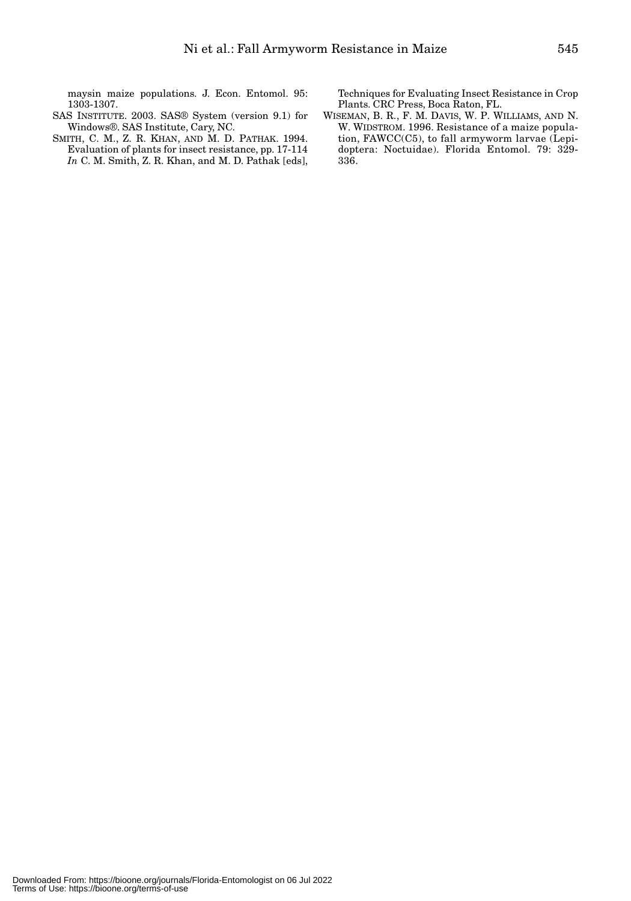maysin maize populations. J. Econ. Entomol. 95: 1303-1307.

SAS INSTITUTE. 2003. SAS® System (version 9.1) for Windows®. SAS Institute, Cary, NC.

SMITH, C. M., Z. R. KHAN, AND M. D. PATHAK. 1994. Evaluation of plants for insect resistance, pp. 17-114 *In* C. M. Smith, Z. R. Khan, and M. D. Pathak [eds], Techniques for Evaluating Insect Resistance in Crop Plants. CRC Press, Boca Raton, FL.

WISEMAN, B. R., F. M. DAVIS, W. P. WILLIAMS, AND N. W. WIDSTROM. 1996. Resistance of a maize population, FAWCC(C5), to fall armyworm larvae (Lepidoptera: Noctuidae). Florida Entomol. 79: 329-336.